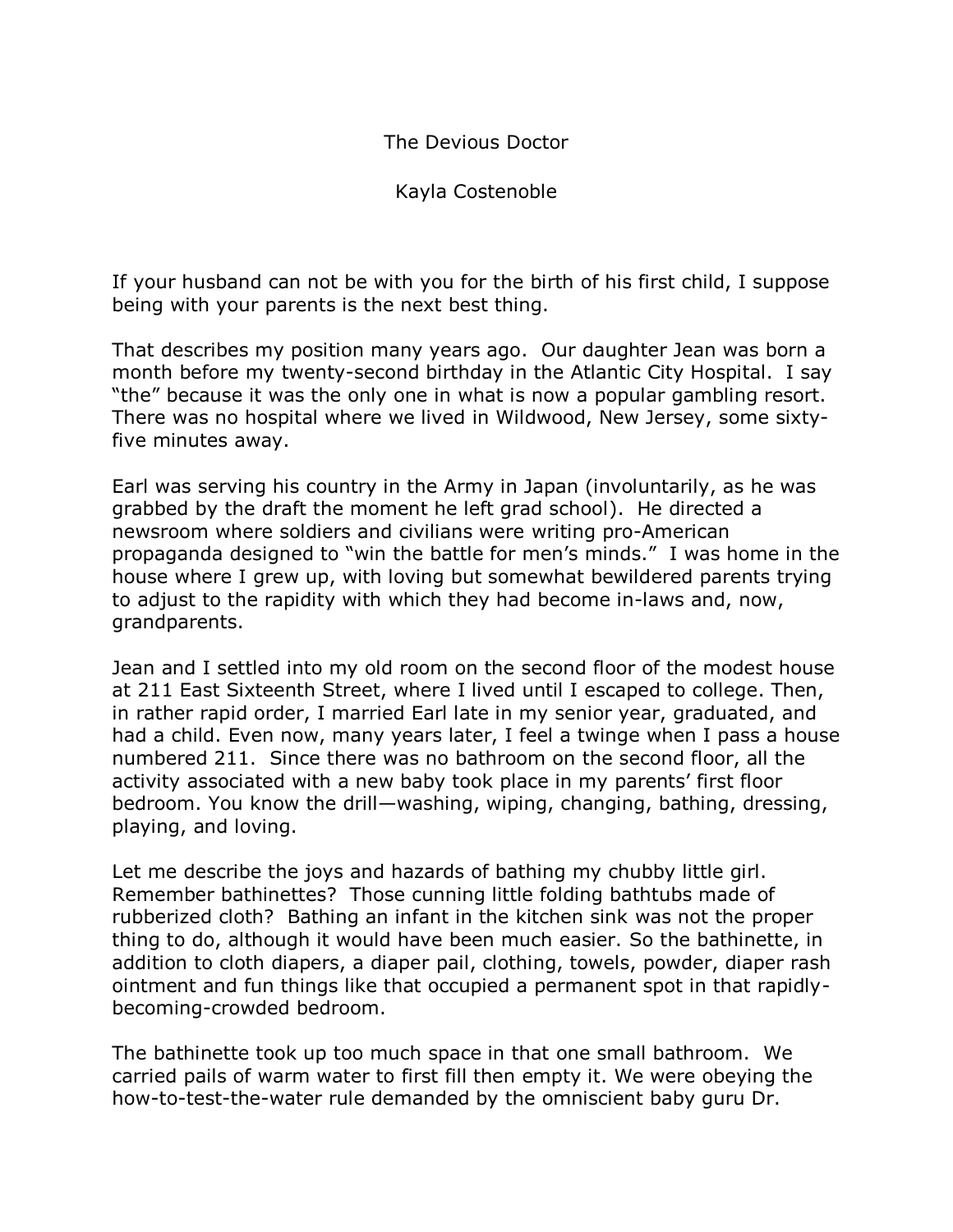# The Devious Doctor

Kayla Costenoble

If your husband can not be with you for the birth of his first child, I suppose being with your parents is the next best thing.

That describes my position many years ago. Our daughter Jean was born a month before my twenty-second birthday in the Atlantic City Hospital. I say "the" because it was the only one in what is now a popular gambling resort. There was no hospital where we lived in Wildwood, New Jersey, some sixty-five minutes away.

Earl was serving his country in the Army in Japan (involuntarily, as he was grabbed by the draft the moment he left grad school). He directed a newsroom where soldiers and civilians were writing pro-American propaganda designed to "win the battle for men's minds." I was home in the house where I grew up, with loving but somewhat bewildered parents trying to adjust to the rapidity with which they had become in-laws and, now, grandparents.

Jean and I settled into my old room on the second floor of the modest house at 211 East Sixteenth Street, where I lived until I escaped to college. Then, in rather rapid order, I married Earl late in my senior year, graduated, and had a child. Even now, many years later, I feel a twinge when I pass a house numbered 211. Since there was no bathroom on the second floor, all the activity associated with a new baby took place in my parents' first floor bedroom. You know the drill—washing, wiping, changing, bathing, dressing, playing, and loving.

Let me describe the joys and hazards of bathing my chubby little girl. Remember bathinettes? Those cunning little folding bathtubs made of rubberized cloth? Bathing an infant in the kitchen sink was not the proper thing to do, although it would have been much easier. So the bathinette, in addition to cloth diapers, a diaper pail, clothing, towels, powder, diaper rash ointment and fun things like that occupied a permanent spot in that rapidly-becoming-crowded bedroom.

The bathinette took up too much space in that one small bathroom. We carried pails of warm water to first fill then empty it. We were obeying the how-to-test-the-water rule demanded by the omniscient baby guru Dr.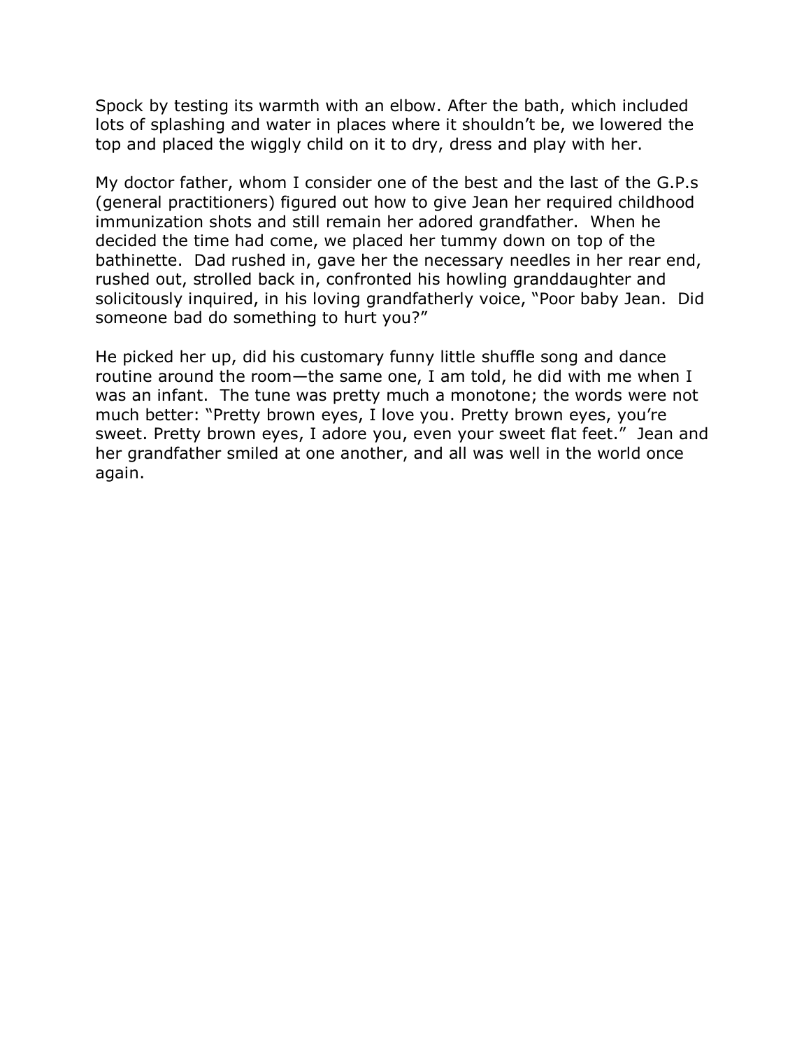Spock by testing its warmth with an elbow. After the bath, which included lots of splashing and water in places where it shouldn't be, we lowered the top and placed the wiggly child on it to dry, dress and play with her.

My doctor father, whom I consider one of the best and the last of the G.P.s (general practitioners) figured out how to give Jean her required childhood immunization shots and still remain her adored grandfather. When he decided the time had come, we placed her tummy down on top of the bathinette. Dad rushed in, gave her the necessary needles in her rear end, rushed out, strolled back in, confronted his howling granddaughter and solicitously inquired, in his loving grandfatherly voice, "Poor baby Jean. Did someone bad do something to hurt you?"

He picked her up, did his customary funny little shuffle song and dance routine around the room—the same one, I am told, he did with me when I was an infant. The tune was pretty much a monotone; the words were not much better: "Pretty brown eyes, I love you. Pretty brown eyes, you're sweet. Pretty brown eyes, I adore you, even your sweet flat feet." Jean and her grandfather smiled at one another, and all was well in the world once again.